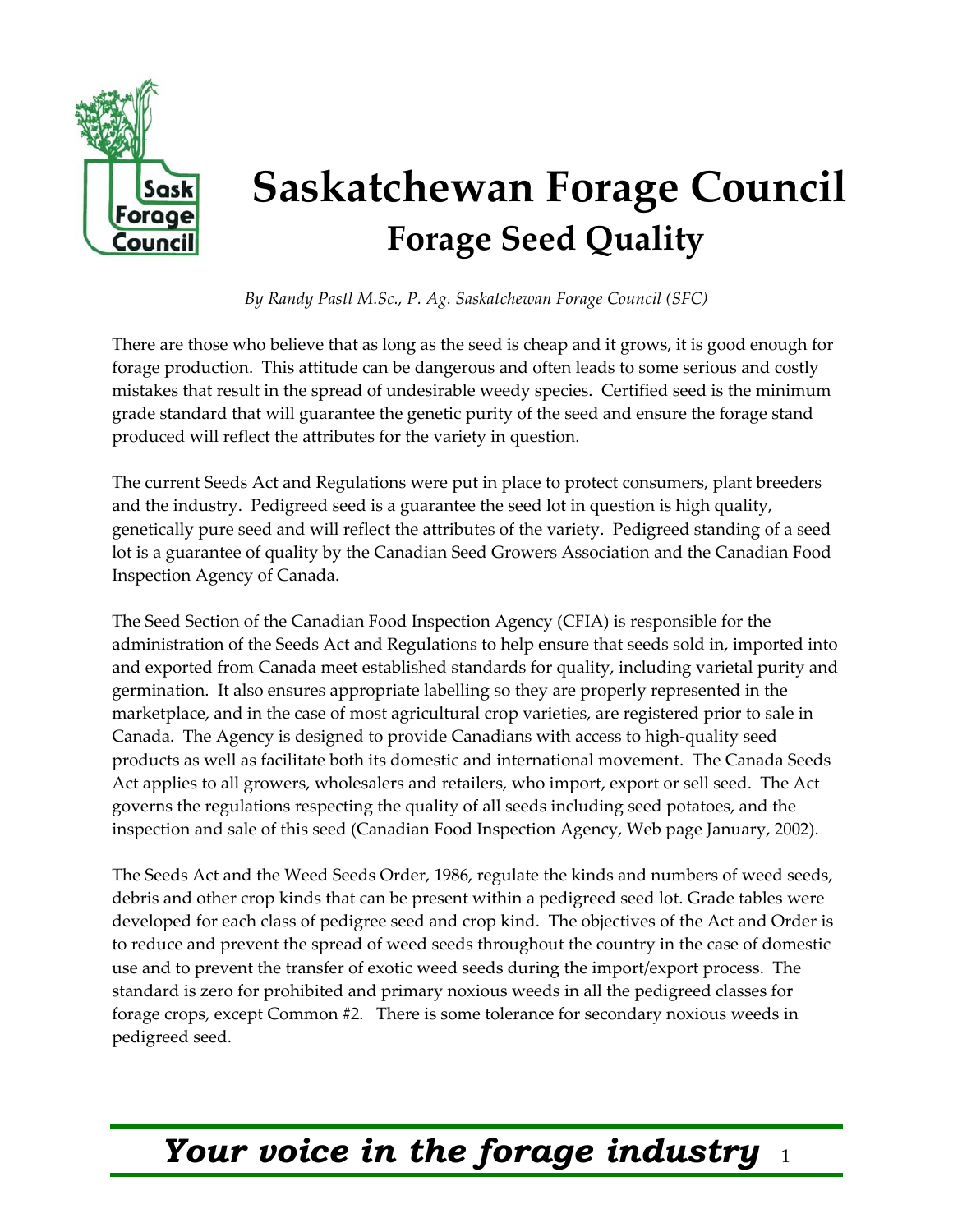# Saskatchewan Forage Council

## Forage Seed Quality

*By Randy Pastl M.Sc., P. Ag. Saskatchewan Forage Council (SFC)*

There are those who believe that as long as the seed is cheap and it grows, it is good enough for forage production. This attitude can be dangerous and often leads to some serious and costly mistakes that result in the spread of undesirable weedy species. Certified seed is the minimum grade standard that will guarantee the genetic purity of the seed and ensure the forage stand produced will reflect the attributes for the variety in question.

The current Seeds Act and Regulations were put in place to protect consumers, plant breeders and the industry. Pedigreed seed is a guarantee the seed lot in question is high quality, genetically pure seed and will reflect the attributes of the variety. Pedigreed standing of a seed lot is a guarantee of quality by the Canadian Seed Growers Association and the Canadian Food Inspection Agency of Canada.

The Seed Section of the Canadian Food Inspection Agency (CFIA) is responsible for the administration of the Seeds Act and Regulations to help ensure that seeds sold in, imported into and exported from Canada meet established standards for quality, including varietal purity and germination. It also ensures appropriate labelling so they are properly represented in the marketplace, and in the case of most agricultural crop varieties, are registered prior to sale in Canada. The Agency is designed to provide Canadians with access to high-quality seed products as well as facilitate both its domestic and international movement. The Canada Seeds Act applies to all growers, wholesalers and retailers, who import, export or sell seed. The Act governs the regulations respecting the quality of all seeds including seed potatoes, and the inspection and sale of this seed (Canadian Food Inspection Agency, Web page January, 2002).

The Seeds Act and the Weed Seeds Order, 1986, regulate the kinds and numbers of weed seeds, debris and other crop kinds that can be present within a pedigreed seed lot. Grade tables were developed for each class of pedigree seed and crop kind. The objectives of the Act and Order is to reduce and prevent the spread of weed seeds throughout the country in the case of domestic use and to prevent the transfer of exotic weed seeds during the import/export process. The standard is zero for prohibited and primary noxious weeds in all the pedigreed classes for forage crops, except Common #2. There is some tolerance for secondary noxious weeds in pedigreed seed.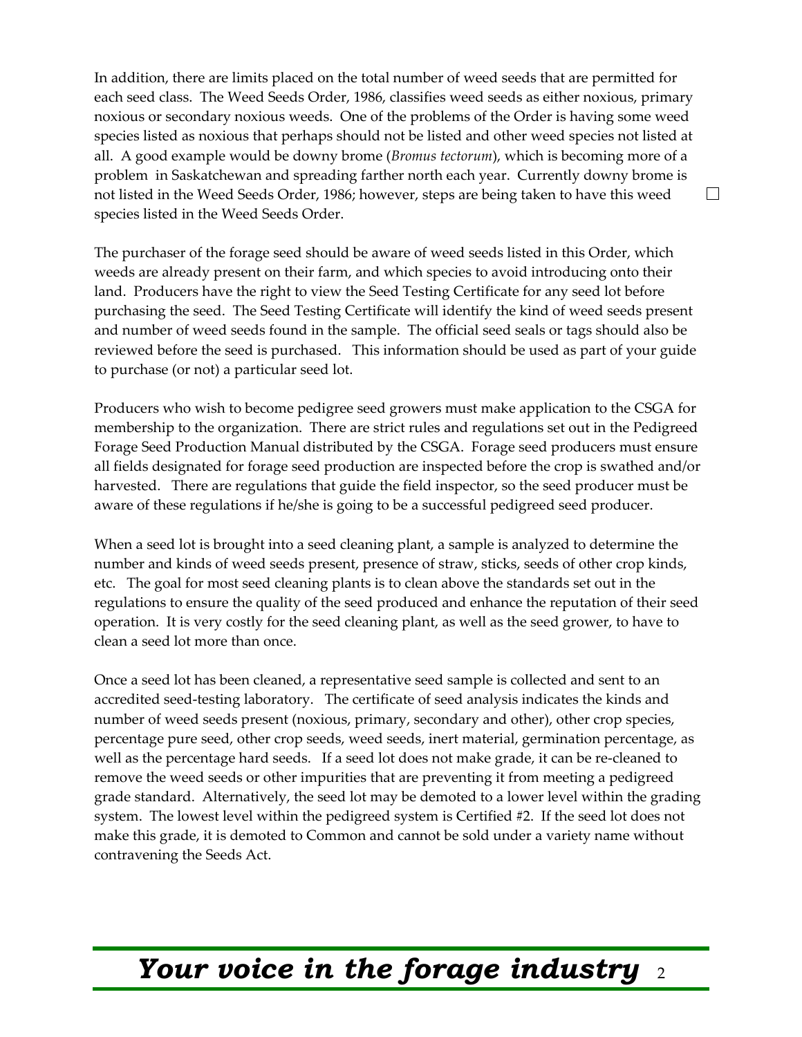In addition, there are limits placed on the total number of weed seeds that are permitted for each seed class. The Weed Seeds Order, 1986, classifies weed seeds as either noxious, primary noxious or secondary noxious weeds. One of the problems of the Order is having some weed species listed as noxious that perhaps should not be listed and other weed species not listed at all. A good example would be downy brome (*Bromus tectorum*), which is becoming more of a problem in Saskatchewan and spreading farther north each year. Currently downy brome is not listed in the Weed Seeds Order, 1986; however, steps are being taken to have this weed species listed in the Weed Seeds Order.

The purchaser of the forage seed should be aware of weed seeds listed in this Order, which weeds are already present on their farm, and which species to avoid introducing onto their land. Producers have the right to view the Seed Testing Certificate for any seed lot before purchasing the seed. The Seed Testing Certificate will identify the kind of weed seeds present and number of weed seeds found in the sample. The official seed seals or tags should also be reviewed before the seed is purchased. This information should be used as part of your guide to purchase (or not) a particular seed lot.

Producers who wish to become pedigree seed growers must make application to the CSGA for membership to the organization. There are strict rules and regulations set out in the Pedigreed Forage Seed Production Manual distributed by the CSGA. Forage seed producers must ensure all fields designated for forage seed production are inspected before the crop is swathed and/or harvested. There are regulations that guide the field inspector, so the seed producer must be aware of these regulations if he/she is going to be a successful pedigreed seed producer.

When a seed lot is brought into a seed cleaning plant, a sample is analyzed to determine the number and kinds of weed seeds present, presence of straw, sticks, seeds of other crop kinds, etc. The goal for most seed cleaning plants is to clean above the standards set out in the regulations to ensure the quality of the seed produced and enhance the reputation of their seed operation. It is very costly for the seed cleaning plant, as well as the seed grower, to have to clean a seed lot more than once.

Once a seed lot has been cleaned, a representative seed sample is collected and sent to an accredited seed-testing laboratory. The certificate of seed analysis indicates the kinds and number of weed seeds present (noxious, primary, secondary and other), other crop species, percentage pure seed, other crop seeds, weed seeds, inert material, germination percentage, as well as the percentage hard seeds. If a seed lot does not make grade, it can be re-cleaned to remove the weed seeds or other impurities that are preventing it from meeting a pedigreed grade standard. Alternatively, the seed lot may be demoted to a lower level within the grading system. The lowest level within the pedigreed system is Certified #2. If the seed lot does not make this grade, it is demoted to Common and cannot be sold under a variety name without contravening the Seeds Act.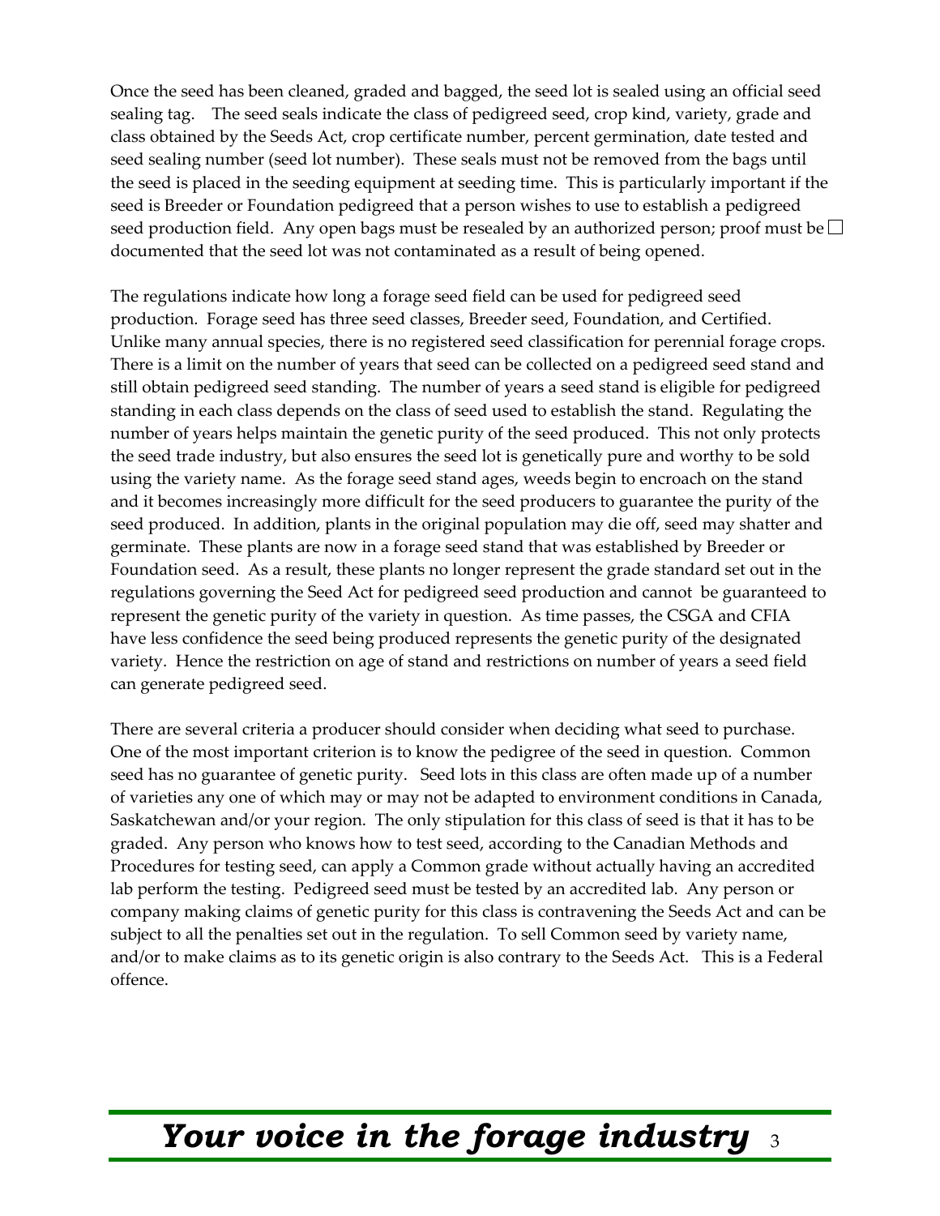Once the seed has been cleaned, graded and bagged, the seed lot is sealed using an official seed sealing tag. The seed seals indicate the class of pedigreed seed, crop kind, variety, grade and class obtained by the Seeds Act, crop certificate number, percent germination, date tested and seed sealing number (seed lot number). These seals must not be removed from the bags until the seed is placed in the seeding equipment at seeding time. This is particularly important if the seed is Breeder or Foundation pedigreed that a person wishes to use to establish a pedigreed seed production field. Any open bags must be resealed by an authorized person; proof must be documented that the seed lot was not contaminated as a result of being opened.

The regulations indicate how long a forage seed field can be used for pedigreed seed production. Forage seed has three seed classes, Breeder seed, Foundation, and Certified. Unlike many annual species, there is no registered seed classification for perennial forage crops. There is a limit on the number of years that seed can be collected on a pedigreed seed stand and still obtain pedigreed seed standing. The number of years a seed stand is eligible for pedigreed standing in each class depends on the class of seed used to establish the stand. Regulating the number of years helps maintain the genetic purity of the seed produced. This not only protects the seed trade industry, but also ensures the seed lot is genetically pure and worthy to be sold using the variety name. As the forage seed stand ages, weeds begin to encroach on the stand and it becomes increasingly more difficult for the seed producers to guarantee the purity of the seed produced. In addition, plants in the original population may die off, seed may shatter and germinate. These plants are now in a forage seed stand that was established by Breeder or Foundation seed. As a result, these plants no longer represent the grade standard set out in the regulations governing the Seed Act for pedigreed seed production and cannot be guaranteed to represent the genetic purity of the variety in question. As time passes, the CSGA and CFIA have less confidence the seed being produced represents the genetic purity of the designated variety. Hence the restriction on age of stand and restrictions on number of years a seed field can generate pedigreed seed.

There are several criteria a producer should consider when deciding what seed to purchase. One of the most important criterion is to know the pedigree of the seed in question. Common seed has no guarantee of genetic purity. Seed lots in this class are often made up of a number of varieties any one of which may or may not be adapted to environment conditions in Canada, Saskatchewan and/or your region. The only stipulation for this class of seed is that it has to be graded. Any person who knows how to test seed, according to the Canadian Methods and Procedures for testing seed, can apply a Common grade without actually having an accredited lab perform the testing. Pedigreed seed must be tested by an accredited lab. Any person or company making claims of genetic purity for this class is contravening the Seeds Act and can be subject to all the penalties set out in the regulation. To sell Common seed by variety name, and/or to make claims as to its genetic origin is also contrary to the Seeds Act. This is a Federal offence.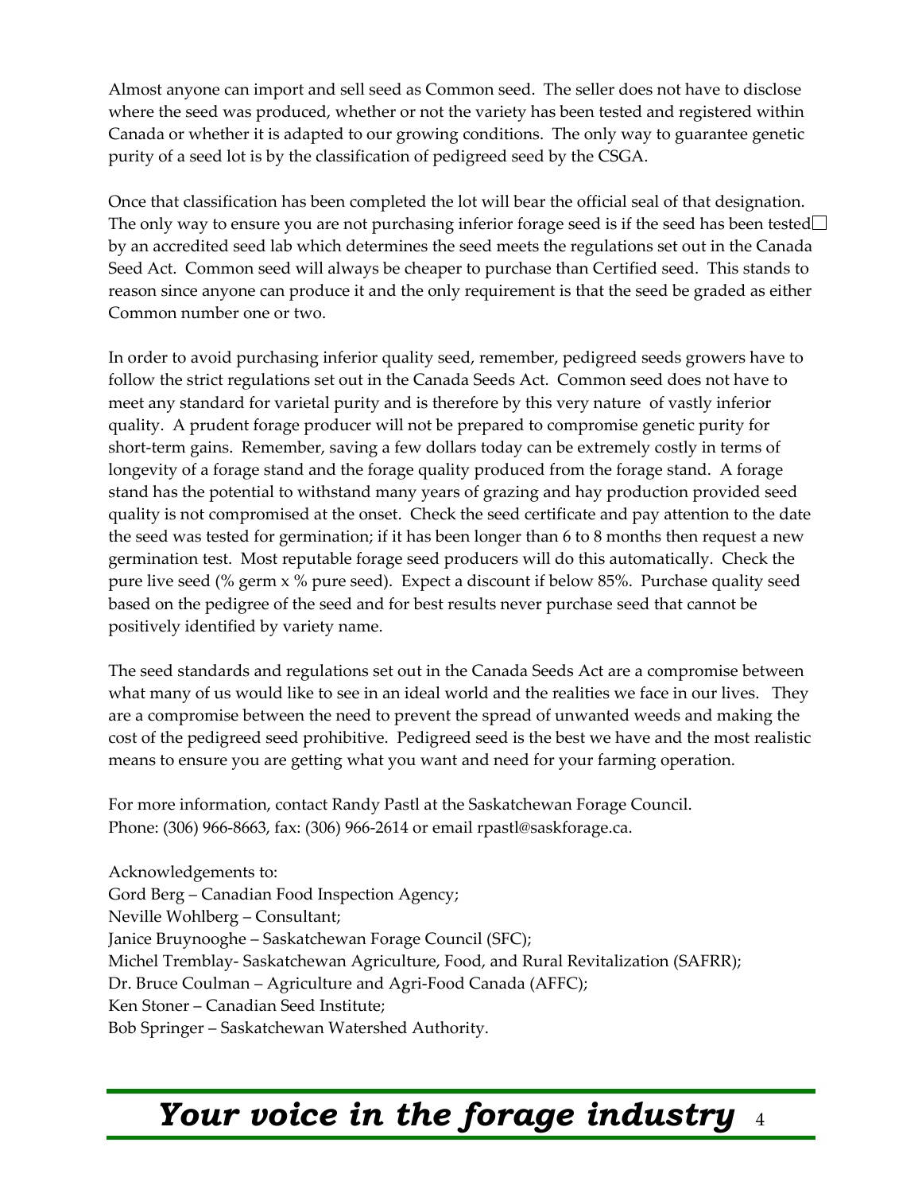Almost anyone can import and sell seed as Common seed. The seller does not have to disclose where the seed was produced, whether or not the variety has been tested and registered within Canada or whether it is adapted to our growing conditions. The only way to guarantee genetic purity of a seed lot is by the classification of pedigreed seed by the CSGA.

Once that classification has been completed the lot will bear the official seal of that designation. The only way to ensure you are not purchasing inferior forage seed is if the seed has been tested by an accredited seed lab which determines the seed meets the regulations set out in the Canada Seed Act. Common seed will always be cheaper to purchase than Certified seed. This stands to reason since anyone can produce it and the only requirement is that the seed be graded as either Common number one or two.

In order to avoid purchasing inferior quality seed, remember, pedigreed seeds growers have to follow the strict regulations set out in the Canada Seeds Act. Common seed does not have to meet any standard for varietal purity and is therefore by this very nature of vastly inferior quality. A prudent forage producer will not be prepared to compromise genetic purity for short-term gains. Remember, saving a few dollars today can be extremely costly in terms of longevity of a forage stand and the forage quality produced from the forage stand. A forage stand has the potential to withstand many years of grazing and hay production provided seed quality is not compromised at the onset. Check the seed certificate and pay attention to the date the seed was tested for germination; if it has been longer than 6 to 8 months then request a new germination test. Most reputable forage seed producers will do this automatically. Check the pure live seed (% germ x % pure seed). Expect a discount if below 85%. Purchase quality seed based on the pedigree of the seed and for best results never purchase seed that cannot be positively identified by variety name.

The seed standards and regulations set out in the Canada Seeds Act are a compromise between what many of us would like to see in an ideal world and the realities we face in our lives. They are a compromise between the need to prevent the spread of unwanted weeds and making the cost of the pedigreed seed prohibitive. Pedigreed seed is the best we have and the most realistic means to ensure you are getting what you want and need for your farming operation.

For more information, contact Randy Pastl at the Saskatchewan Forage Council.
Phone: (306) 966-8663, fax: (306) 966-2614 or email rpastl@saskforage.ca.

Acknowledgements to:
Gord Berg – Canadian Food Inspection Agency;
Neville Wohlberg – Consultant;
Janice Bruynooghe – Saskatchewan Forage Council (SFC);
Michel Tremblay- Saskatchewan Agriculture, Food, and Rural Revitalization (SAFRR);
Dr. Bruce Coulman – Agriculture and Agri-Food Canada (AFFC);
Ken Stoner – Canadian Seed Institute;
Bob Springer – Saskatchewan Watershed Authority.